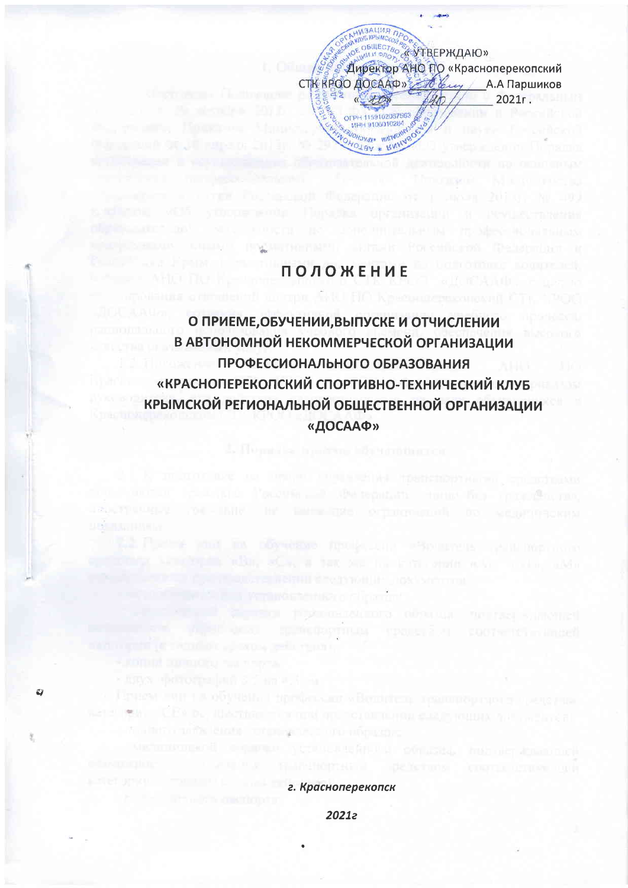«УТВЕРЖДАЮ»
Директор АНО ПО «Красноперекопский СТК КРОО ДОСААФ» \_\_\_\_\_\_\_\_ А.А Паршиков
« \_\_\_ » \_\_\_\_\_\_\_\_\_\_ 2021г .

# П О Л О Ж Е Н И Е

## О ПРИЕМЕ,ОБУЧЕНИИ,ВЫПУСКЕ И ОТЧИСЛЕНИИ В АВТОНОМНОЙ НЕКОММЕРЧЕСКОЙ ОРГАНИЗАЦИИ ПРОФЕССИОНАЛЬНОГО ОБРАЗОВАНИЯ «КРАСНОПЕРЕКОПСКИЙ СПОРТИВНО-ТЕХНИЧЕСКИЙ КЛУБ КРЫМСКОЙ РЕГИОНАЛЬНОЙ ОБЩЕСТВЕННОЙ ОРГАНИЗАЦИИ «ДОСААФ»

*г. Красноперекопск*

*2021г*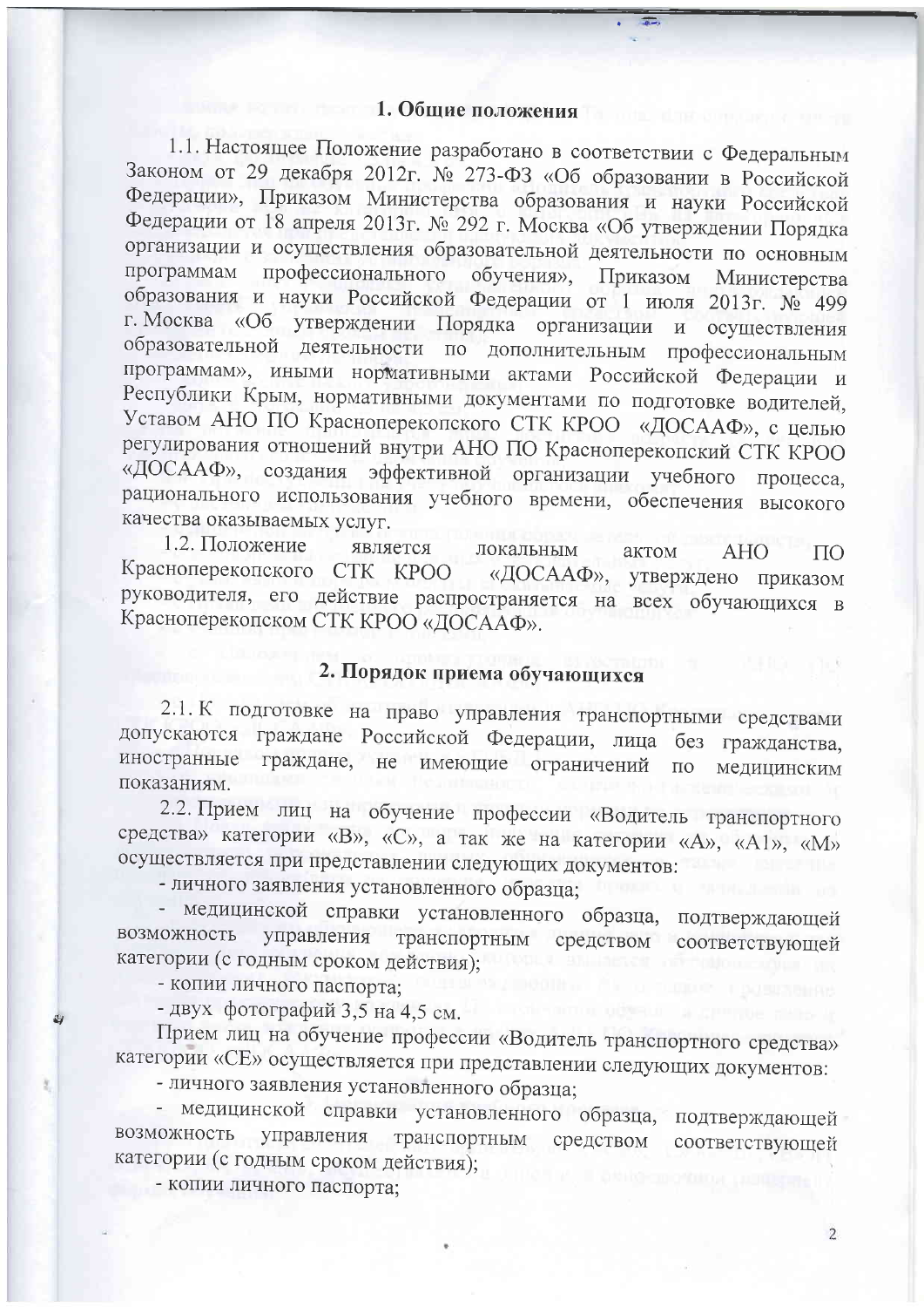## 1. Общие положения

1.1. Настоящее Положение разработано в соответствии с Федеральным Законом от 29 декабря 2012г. № 273-ФЗ «Об образовании в Российской Федерации», Приказом Министерства образования и науки Российской Федерации от 18 апреля 2013г. № 292 г. Москва «Об утверждении Порядка организации и осуществления образовательной деятельности по основным программам профессионального обучения», Приказом Министерства образования и науки Российской Федерации от 1 июля 2013г. № 499 г. Москва «Об утверждении Порядка организации и осуществления образовательной деятельности по дополнительным профессиональным программам», иными нормативными актами Российской Федерации и Республики Крым, нормативными документами по подготовке водителей, Уставом АНО ПО Красноперекопского СТК КРОО «ДОСААФ», с целью регулирования отношений внутри АНО ПО Красноперекопский СТК КРОО «ДОСААФ», создания эффективной организации учебного процесса, рационального использования учебного времени, обеспечения высокого качества оказываемых услуг.

1.2. Положение является локальным актом АНО ПО Красноперекопского СТК КРОО «ДОСААФ», утверждено приказом руководителя, его действие распространяется на всех обучающихся в Красноперекопском СТК КРОО «ДОСААФ».

## 2. Порядок приема обучающихся

2.1. К подготовке на право управления транспортными средствами допускаются граждане Российской Федерации, лица без гражданства, иностранные граждане, не имеющие ограничений по медицинским показаниям.

2.2. Прием лиц на обучение профессии «Водитель транспортного средства» категории «В», «С», а так же на категории «А», «А1», «М» осуществляется при представлении следующих документов:

- личного заявления установленного образца;
- медицинской справки установленного образца, подтверждающей возможность управления транспортным средством соответствующей категории (с годным сроком действия);
- копии личного паспорта;
- двух фотографий 3,5 на 4,5 см.

Прием лиц на обучение профессии «Водитель транспортного средства» категории «СЕ» осуществляется при представлении следующих документов:

- личного заявления установленного образца;
- медицинской справки установленного образца, подтверждающей возможность управления транспортным средством соответствующей категории (с годным сроком действия);
- копии личного паспорта;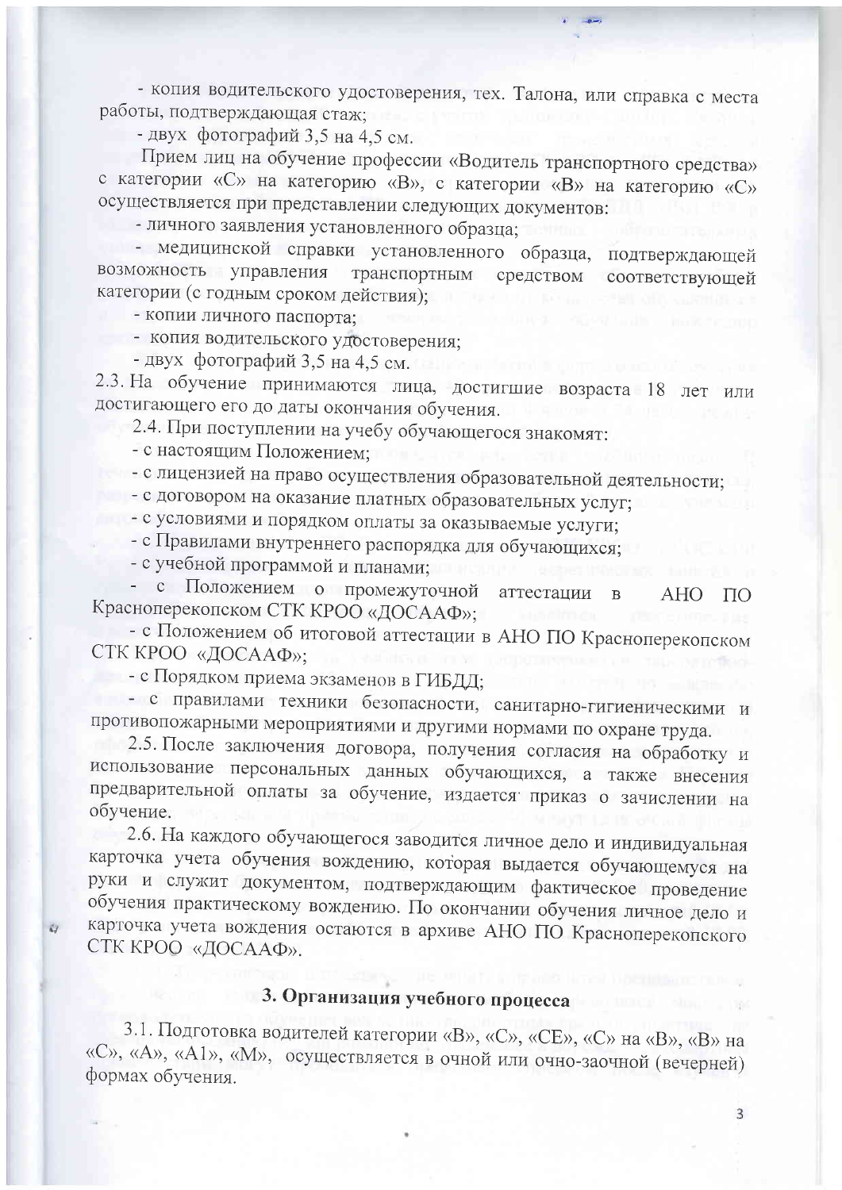- копия водительского удостоверения, тех. Талона, или справка с места работы, подтверждающая стаж;

- двух фотографий 3,5 на 4,5 см.

Прием лиц на обучение профессии «Водитель транспортного средства» с категории «С» на категорию «В», с категории «В» на категорию «С» осуществляется при представлении следующих документов:

- личного заявления установленного образца;
- медицинской справки установленного образца, подтверждающей возможность управления транспортным средством соответствующей категории (с годным сроком действия);
- копии личного паспорта;
- копия водительского удостоверения;
- двух фотографий 3,5 на 4,5 см.

2.3. На обучение принимаются лица, достигшие возраста 18 лет или достигающего его до даты окончания обучения.

2.4. При поступлении на учебу обучающегося знакомят:

- с настоящим Положением;
- с лицензией на право осуществления образовательной деятельности;
- с договором на оказание платных образовательных услуг;
- с условиями и порядком оплаты за оказываемые услуги;
- с Правилами внутреннего распорядка для обучающихся;
- с учебной программой и планами;
- с Положением о промежуточной аттестации в АНО ПО Красноперекопском СТК КРОО «ДОСААФ»;
- с Положением об итоговой аттестации в АНО ПО Красноперекопском СТК КРОО «ДОСААФ»;
- с Порядком приема экзаменов в ГИБДД;
- с правилами техники безопасности, санитарно-гигиеническими и противопожарными мероприятиями и другими нормами по охране труда.

2.5. После заключения договора, получения согласия на обработку и использование персональных данных обучающихся, а также внесения предварительной оплаты за обучение, издается приказ о зачислении на обучение.

2.6. На каждого обучающегося заводится личное дело и индивидуальная карточка учета обучения вождению, которая выдается обучающемуся на руки и служит документом, подтверждающим фактическое проведение обучения практическому вождению. По окончании обучения личное дело и карточка учета вождения остаются в архиве АНО ПО Красноперекопского СТК КРОО «ДОСААФ».

## 3. Организация учебного процесса

3.1. Подготовка водителей категории «В», «С», «СЕ», «С» на «В», «В» на «С», «А», «А1», «М», осуществляется в очной или очно-заочной (вечерней) формах обучения.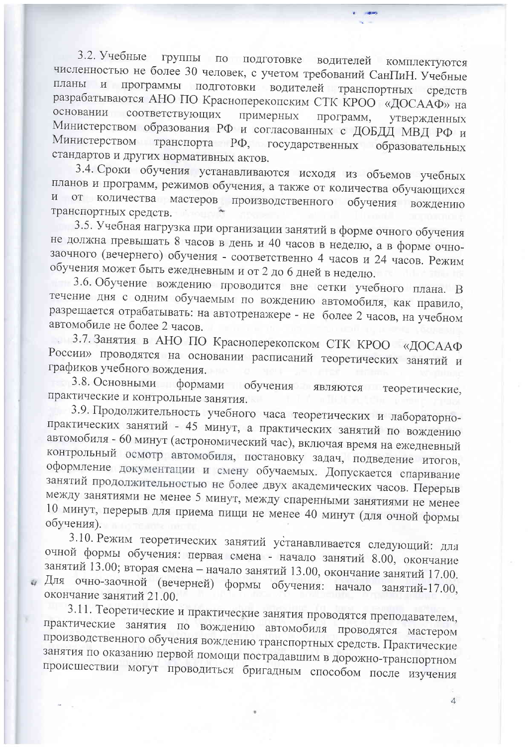3.2. Учебные группы по подготовке водителей комплектуются численностью не более 30 человек, с учетом требований СанПиН. Учебные планы и программы подготовки водителей транспортных средств разрабатываются АНО ПО Красноперекопским СТК КРОО «ДОСААФ» на основании соответствующих примерных программ, утвержденных Министерством образования РФ и согласованных с ДОБДД МВД РФ и Министерством транспорта РФ, государственных образовательных стандартов и других нормативных актов.

3.4. Сроки обучения устанавливаются исходя из объемов учебных планов и программ, режимов обучения, а также от количества обучающихся и от количества мастеров производственного обучения вождению транспортных средств.

3.5. Учебная нагрузка при организации занятий в форме очного обучения не должна превышать 8 часов в день и 40 часов в неделю, а в форме очно-заочного (вечернего) обучения - соответственно 4 часов и 24 часов. Режим обучения может быть ежедневным и от 2 до 6 дней в неделю.

3.6. Обучение вождению проводится вне сетки учебного плана. В течение дня с одним обучаемым по вождению автомобиля, как правило, разрешается отрабатывать: на автотренажере - не более 2 часов, на учебном автомобиле не более 2 часов.

3.7. Занятия в АНО ПО Красноперекопском СТК КРОО «ДОСААФ России» проводятся на основании расписаний теоретических занятий и графиков учебного вождения.

3.8. Основными формами обучения являются теоретические, практические и контрольные занятия.

3.9. Продолжительность учебного часа теоретических и лабораторно-практических занятий - 45 минут, а практических занятий по вождению автомобиля - 60 минут (астрономический час), включая время на ежедневный контрольный осмотр автомобиля, постановку задач, подведение итогов, оформление документации и смену обучаемых. Допускается спаривание занятий продолжительностью не более двух академических часов. Перерыв между занятиями не менее 5 минут, между спаренными занятиями не менее 10 минут, перерыв для приема пищи не менее 40 минут (для очной формы обучения).

3.10. Режим теоретических занятий устанавливается следующий: для очной формы обучения: первая смена - начало занятий 8.00, окончание занятий 13.00; вторая смена – начало занятий 13.00, окончание занятий 17.00. Для очно-заочной (вечерней) формы обучения: начало занятий-17.00, окончание занятий 21.00.

3.11. Теоретические и практические занятия проводятся преподавателем, практические занятия по вождению автомобиля проводятся мастером производственного обучения вождению транспортных средств. Практические занятия по оказанию первой помощи пострадавшим в дорожно-транспортном происшествии могут проводиться бригадным способом после изучения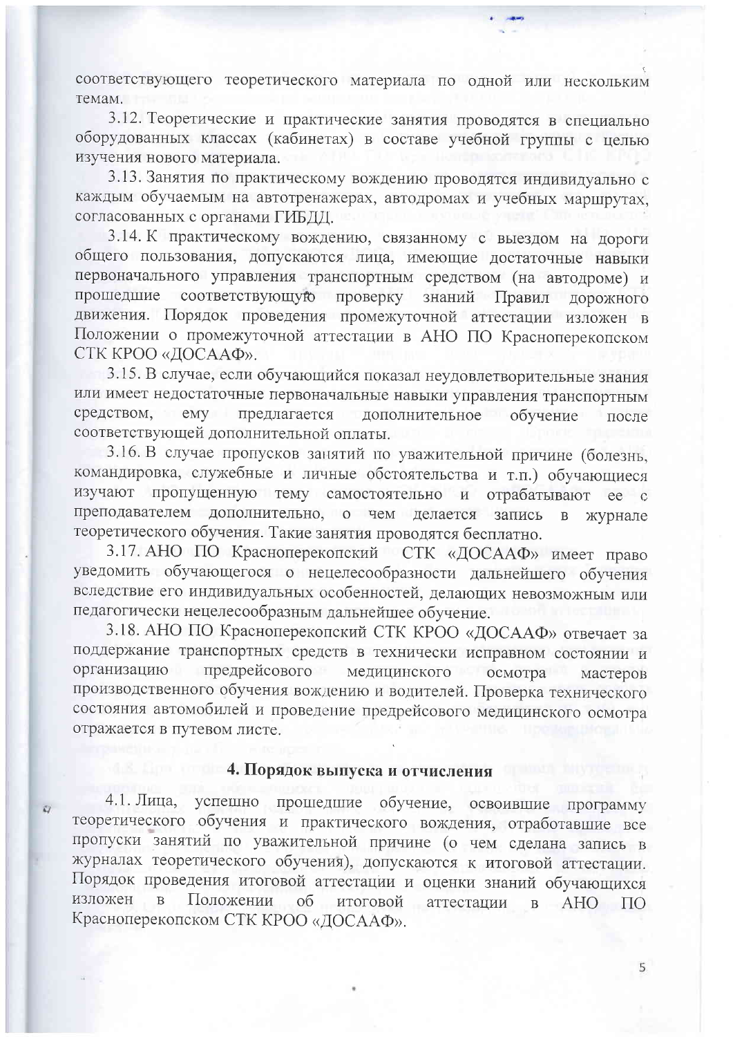соответствующего теоретического материала по одной или нескольким темам.

3.12. Теоретические и практические занятия проводятся в специально оборудованных классах (кабинетах) в составе учебной группы с целью изучения нового материала.

3.13. Занятия по практическому вождению проводятся индивидуально с каждым обучаемым на автотренажерах, автодромах и учебных маршрутах, согласованных с органами ГИБДД.

3.14. К практическому вождению, связанному с выездом на дороги общего пользования, допускаются лица, имеющие достаточные навыки первоначального управления транспортным средством (на автодроме) и прошедшие соответствующую проверку знаний Правил дорожного движения. Порядок проведения промежуточной аттестации изложен в Положении о промежуточной аттестации в АНО ПО Красноперекопском СТК КРОО «ДОСААФ».

3.15. В случае, если обучающийся показал неудовлетворительные знания или имеет недостаточные первоначальные навыки управления транспортным средством, ему предлагается дополнительное обучение после соответствующей дополнительной оплаты.

3.16. В случае пропусков занятий по уважительной причине (болезнь, командировка, служебные и личные обстоятельства и т.п.) обучающиеся изучают пропущенную тему самостоятельно и отрабатывают ее с преподавателем дополнительно, о чем делается запись в журнале теоретического обучения. Такие занятия проводятся бесплатно.

3.17. АНО ПО Красноперекопский СТК «ДОСААФ» имеет право уведомить обучающегося о нецелесообразности дальнейшего обучения вследствие его индивидуальных особенностей, делающих невозможным или педагогически нецелесообразным дальнейшее обучение.

3.18. АНО ПО Красноперекопский СТК КРОО «ДОСААФ» отвечает за поддержание транспортных средств в технически исправном состоянии и организацию предрейсового медицинского осмотра мастеров производственного обучения вождению и водителей. Проверка технического состояния автомобилей и проведение предрейсового медицинского осмотра отражается в путевом листе.

## 4. Порядок выпуска и отчисления

4.1. Лица, успешно прошедшие обучение, освоившие программу теоретического обучения и практического вождения, отработавшие все пропуски занятий по уважительной причине (о чем сделана запись в журналах теоретического обучения), допускаются к итоговой аттестации. Порядок проведения итоговой аттестации и оценки знаний обучающихся изложен в Положении об итоговой аттестации в АНО ПО Красноперекопском СТК КРОО «ДОСААФ».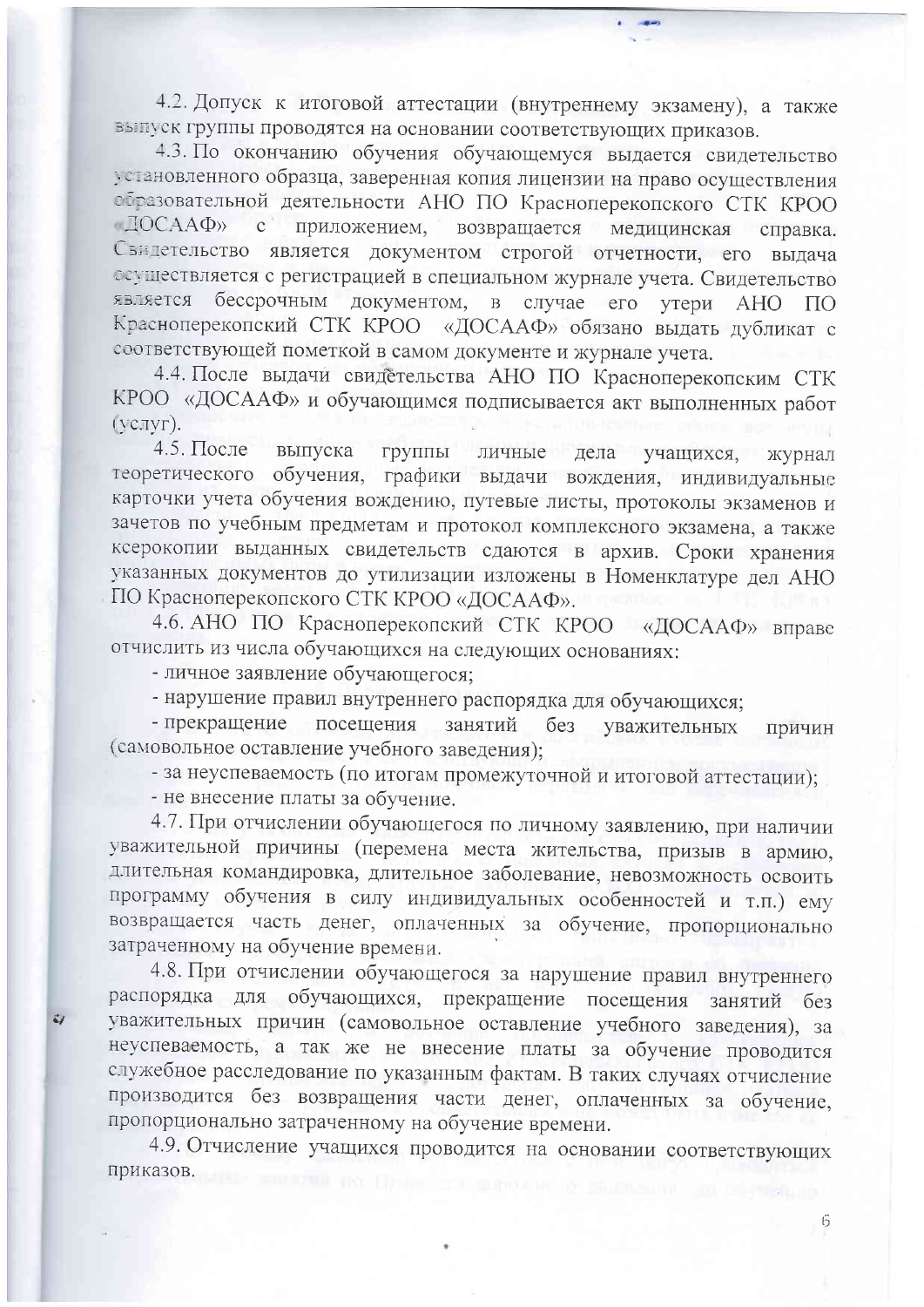4.2. Допуск к итоговой аттестации (внутреннему экзамену), а также выпуск группы проводятся на основании соответствующих приказов.

4.3. По окончанию обучения обучающемуся выдается свидетельство установленного образца, заверенная копия лицензии на право осуществления образовательной деятельности АНО ПО Красноперекопского СТК КРОО «ДОСААФ» с приложением, возвращается медицинская справка. Свидетельство является документом строгой отчетности, его выдача осуществляется с регистрацией в специальном журнале учета. Свидетельство является бессрочным документом, в случае его утери АНО ПО Красноперекопский СТК КРОО «ДОСААФ» обязано выдать дубликат с соответствующей пометкой в самом документе и журнале учета.

4.4. После выдачи свидетельства АНО ПО Красноперекопским СТК КРОО «ДОСААФ» и обучающимся подписывается акт выполненных работ (услуг).

4.5. После выпуска группы личные дела учащихся, журнал теоретического обучения, графики выдачи вождения, индивидуальные карточки учета обучения вождению, путевые листы, протоколы экзаменов и зачетов по учебным предметам и протокол комплексного экзамена, а также ксерокопии выданных свидетельств сдаются в архив. Сроки хранения указанных документов до утилизации изложены в Номенклатуре дел АНО ПО Красноперекопского СТК КРОО «ДОСААФ».

4.6. АНО ПО Красноперекопский СТК КРОО «ДОСААФ» вправе отчислить из числа обучающихся на следующих основаниях:

- личное заявление обучающегося;
- нарушение правил внутреннего распорядка для обучающихся;
- прекращение посещения занятий без уважительных причин (самовольное оставление учебного заведения);
- за неуспеваемость (по итогам промежуточной и итоговой аттестации);
- не внесение платы за обучение.

4.7. При отчислении обучающегося по личному заявлению, при наличии уважительной причины (перемена места жительства, призыв в армию, длительная командировка, длительное заболевание, невозможность освоить программу обучения в силу индивидуальных особенностей и т.п.) ему возвращается часть денег, оплаченных за обучение, пропорционально затраченному на обучение времени.

4.8. При отчислении обучающегося за нарушение правил внутреннего распорядка для обучающихся, прекращение посещения занятий без уважительных причин (самовольное оставление учебного заведения), за неуспеваемость, а так же не внесение платы за обучение проводится служебное расследование по указанным фактам. В таких случаях отчисление производится без возвращения части денег, оплаченных за обучение, пропорционально затраченному на обучение времени.

4.9. Отчисление учащихся проводится на основании соответствующих приказов.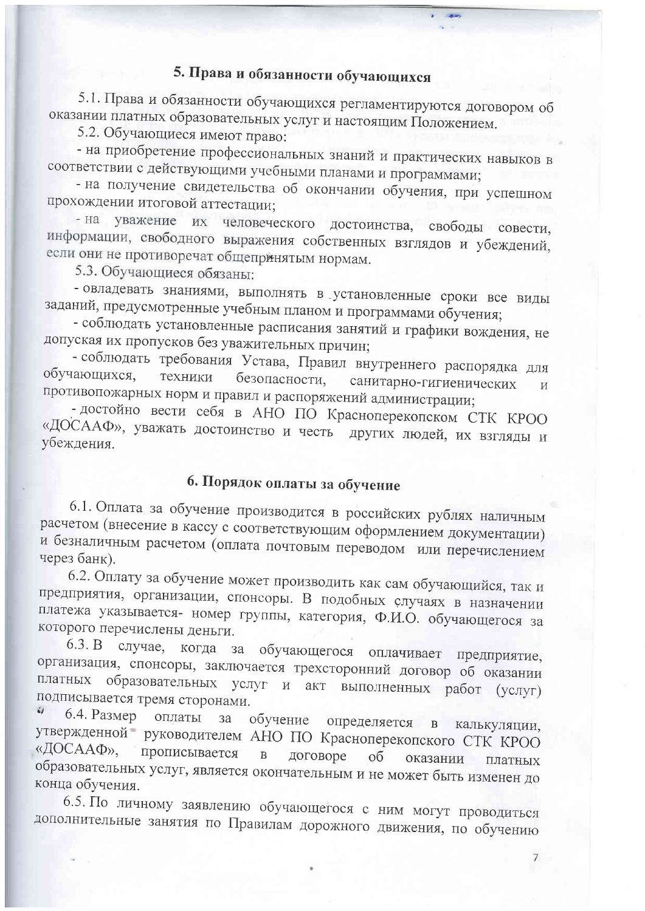## 5. Права и обязанности обучающихся

5.1. Права и обязанности обучающихся регламентируются договором об оказании платных образовательных услуг и настоящим Положением.

5.2. Обучающиеся имеют право:

- на приобретение профессиональных знаний и практических навыков в соответствии с действующими учебными планами и программами;
- на получение свидетельства об окончании обучения, при успешном прохождении итоговой аттестации;
- на уважение их человеческого достоинства, свободы совести, информации, свободного выражения собственных взглядов и убеждений, если они не противоречат общепринятым нормам.

5.3. Обучающиеся обязаны:

- овладевать знаниями, выполнять в установленные сроки все виды заданий, предусмотренные учебным планом и программами обучения;
- соблюдать установленные расписания занятий и графики вождения, не допуская их пропусков без уважительных причин;
- соблюдать требования Устава, Правил внутреннего распорядка для обучающихся, техники безопасности, санитарно-гигиенических и противопожарных норм и правил и распоряжений администрации;
- достойно вести себя в АНО ПО Красноперекопском СТК КРОО «ДОСААФ», уважать достоинство и честь других людей, их взгляды и убеждения.

## 6. Порядок оплаты за обучение

6.1. Оплата за обучение производится в российских рублях наличным расчетом (внесение в кассу с соответствующим оформлением документации) и безналичным расчетом (оплата почтовым переводом или перечислением через банк).

6.2. Оплату за обучение может производить как сам обучающийся, так и предприятия, организации, спонсоры. В подобных случаях в назначении платежа указывается- номер группы, категория, Ф.И.О. обучающегося за которого перечислены деньги.

6.3. В случае, когда за обучающегося оплачивает предприятие, организация, спонсоры, заключается трехсторонний договор об оказании платных образовательных услуг и акт выполненных работ (услуг) подписывается тремя сторонами.

6.4. Размер оплаты за обучение определяется в калькуляции, утвержденной руководителем АНО ПО Красноперекопского СТК КРОО «ДОСААФ», прописывается в договоре об оказании платных образовательных услуг, является окончательным и не может быть изменен до конца обучения.

6.5. По личному заявлению обучающегося с ним могут проводиться дополнительные занятия по Правилам дорожного движения, по обучению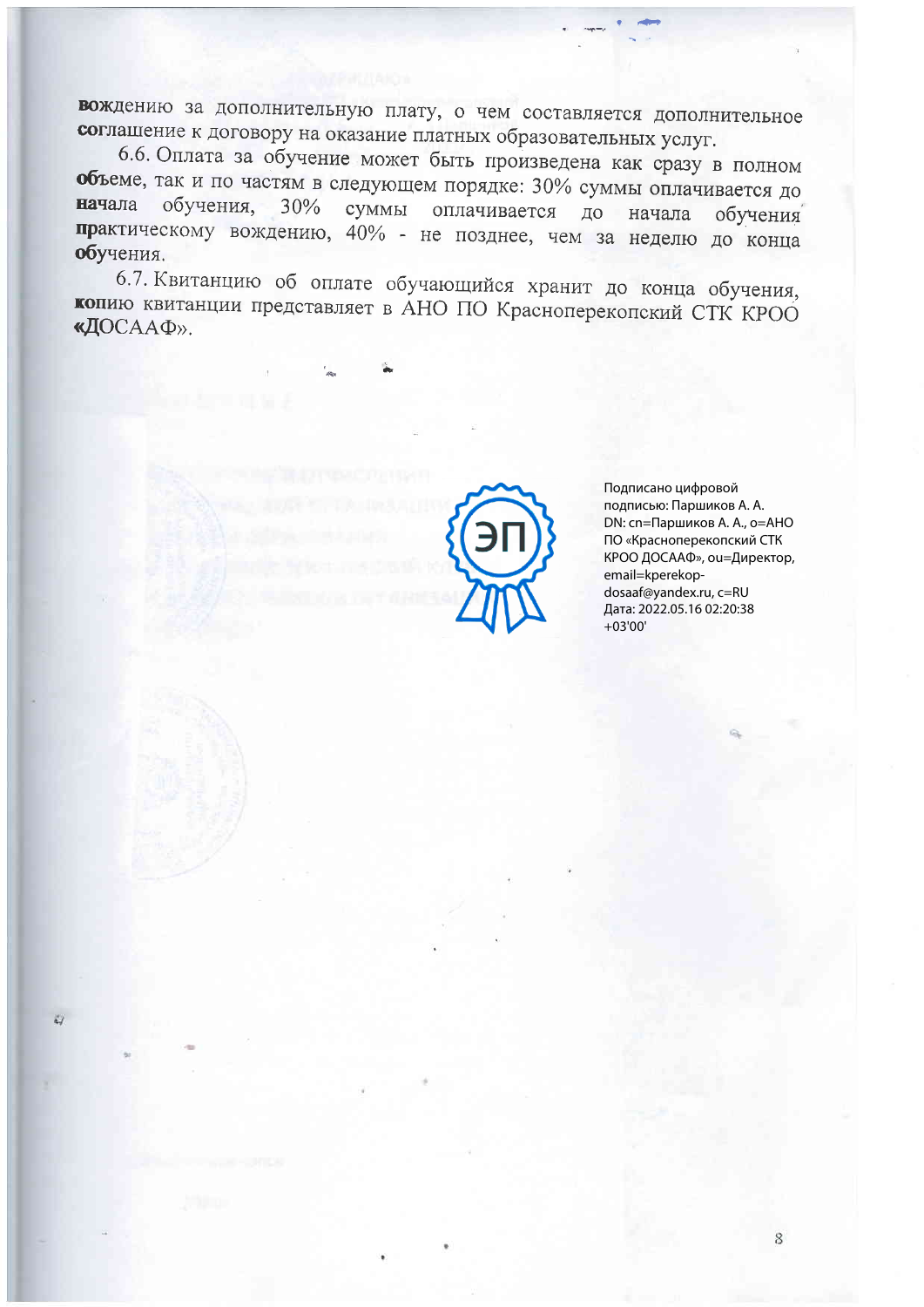вождению за дополнительную плату, о чем составляется дополнительное соглашение к договору на оказание платных образовательных услуг.

6.6. Оплата за обучение может быть произведена как сразу в полном объеме, так и по частям в следующем порядке: 30% суммы оплачивается до начала обучения, 30% суммы оплачивается до начала обучения практическому вождению, 40% - не позднее, чем за неделю до конца обучения.

6.7. Квитанцию об оплате обучающийся хранит до конца обучения, копию квитанции представляет в АНО ПО Красноперекопский СТК КРОО «ДОСААФ».

ЭП

Подписано цифровой подписью: Паршиков А. А.
DN: cn=Паршиков А. А., o=АНО ПО «Красноперекопский СТК КРОО ДОСААФ», ou=Директор, email=kperekop-dosaaf@yandex.ru, c=RU
Дата: 2022.05.16 02:20:38 +03'00'